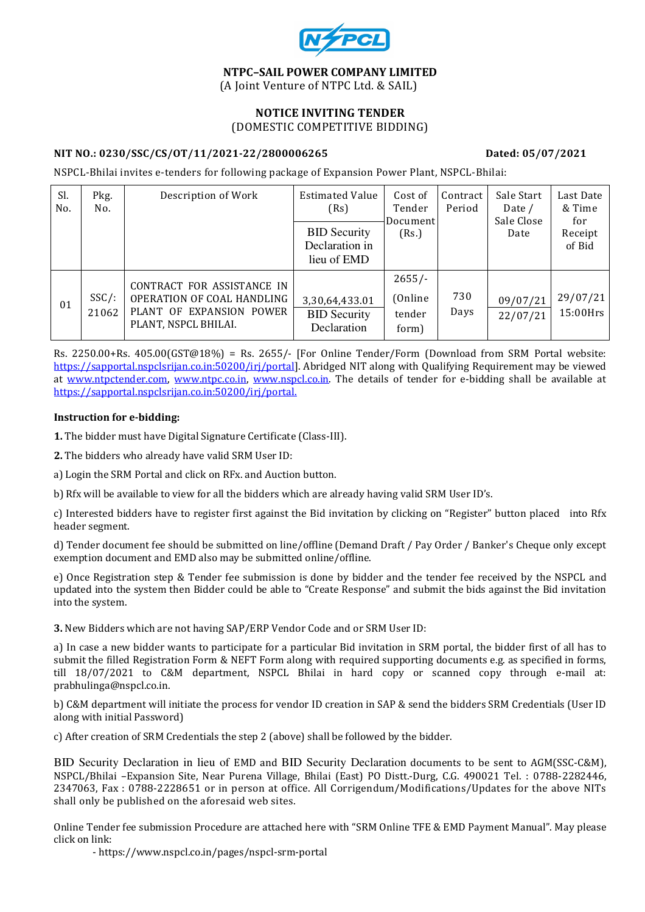# NTPC–SAIL POWER COMPANY LIMITED

(A Joint Venture of NTPC Ltd. & SAIL)

## NOTICE INVITING TENDER

(DOMESTIC COMPETITIVE BIDDING)

**NIT NO.: 0230/SSC/CS/OT/11/2021-22/2800006265** **Dated: 05/07/2021**

NSPCL-Bhilai invites e-tenders for following package of Expansion Power Plant, NSPCL-Bhilai:

| Sl. No. | Pkg. No. | Description of Work | Estimated Value (Rs) / BID Security Declaration in lieu of EMD | Cost of Tender Document (Rs.) | Contract Period | Sale Start Date / Sale Close Date | Last Date & Time for Receipt of Bid |
|---|---|---|---|---|---|---|---|
| 01 | SSC/: 21062 | CONTRACT FOR ASSISTANCE IN OPERATION OF COAL HANDLING PLANT OF EXPANSION POWER PLANT, NSPCL BHILAI. | 3,30,64,433.01 / BID Security Declaration | 2655/- (Online tender form) | 730 Days | 09/07/21 / 22/07/21 | 29/07/21 15:00Hrs |

Rs. 2250.00+Rs. 405.00(GST@18%) = Rs. 2655/- [For Online Tender/Form (Download from SRM Portal website: https://sapportal.nspclsrijan.co.in:50200/irj/portal]. Abridged NIT along with Qualifying Requirement may be viewed at www.ntpctender.com, www.ntpc.co.in, www.nspcl.co.in. The details of tender for e-bidding shall be available at https://sapportal.nspclsrijan.co.in:50200/irj/portal.

**Instruction for e-bidding:**

**1.** The bidder must have Digital Signature Certificate (Class-III).

**2.** The bidders who already have valid SRM User ID:

a) Login the SRM Portal and click on RFx. and Auction button.

b) Rfx will be available to view for all the bidders which are already having valid SRM User ID's.

c) Interested bidders have to register first against the Bid invitation by clicking on "Register" button placed into Rfx header segment.

d) Tender document fee should be submitted on line/offline (Demand Draft / Pay Order / Banker's Cheque only except exemption document and EMD also may be submitted online/offline.

e) Once Registration step & Tender fee submission is done by bidder and the tender fee received by the NSPCL and updated into the system then Bidder could be able to "Create Response" and submit the bids against the Bid invitation into the system.

**3.** New Bidders which are not having SAP/ERP Vendor Code and or SRM User ID:

a) In case a new bidder wants to participate for a particular Bid invitation in SRM portal, the bidder first of all has to submit the filled Registration Form & NEFT Form along with required supporting documents e.g. as specified in forms, till 18/07/2021 to C&M department, NSPCL Bhilai in hard copy or scanned copy through e-mail at: prabhulinga@nspcl.co.in.

b) C&M department will initiate the process for vendor ID creation in SAP & send the bidders SRM Credentials (User ID along with initial Password)

c) After creation of SRM Credentials the step 2 (above) shall be followed by the bidder.

BID Security Declaration in lieu of EMD and BID Security Declaration documents to be sent to AGM(SSC-C&M), NSPCL/Bhilai –Expansion Site, Near Purena Village, Bhilai (East) PO Distt.-Durg, C.G. 490021 Tel. : 0788-2282446, 2347063, Fax : 0788-2228651 or in person at office. All Corrigendum/Modifications/Updates for the above NITs shall only be published on the aforesaid web sites.

Online Tender fee submission Procedure are attached here with "SRM Online TFE & EMD Payment Manual". May please click on link:

- https://www.nspcl.co.in/pages/nspcl-srm-portal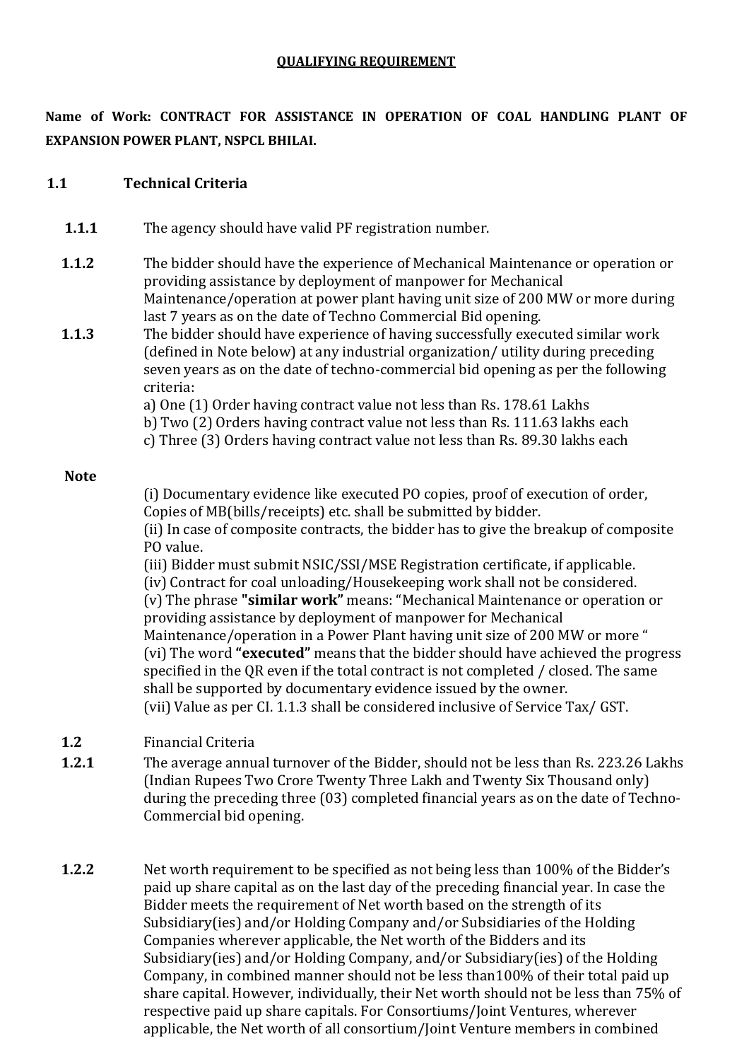**QUALIFYING REQUIREMENT**

**Name of Work: CONTRACT FOR ASSISTANCE IN OPERATION OF COAL HANDLING PLANT OF EXPANSION POWER PLANT, NSPCL BHILAI.**

## 1.1 Technical Criteria

**1.1.1** The agency should have valid PF registration number.

**1.1.2** The bidder should have the experience of Mechanical Maintenance or operation or providing assistance by deployment of manpower for Mechanical Maintenance/operation at power plant having unit size of 200 MW or more during last 7 years as on the date of Techno Commercial Bid opening.

**1.1.3** The bidder should have experience of having successfully executed similar work (defined in Note below) at any industrial organization/ utility during preceding seven years as on the date of techno-commercial bid opening as per the following criteria:

a) One (1) Order having contract value not less than Rs. 178.61 Lakhs
b) Two (2) Orders having contract value not less than Rs. 111.63 lakhs each
c) Three (3) Orders having contract value not less than Rs. 89.30 lakhs each

**Note**

(i) Documentary evidence like executed PO copies, proof of execution of order, Copies of MB(bills/receipts) etc. shall be submitted by bidder.
(ii) In case of composite contracts, the bidder has to give the breakup of composite PO value.
(iii) Bidder must submit NSIC/SSI/MSE Registration certificate, if applicable.
(iv) Contract for coal unloading/Housekeeping work shall not be considered.
(v) The phrase **"similar work"** means: "Mechanical Maintenance or operation or providing assistance by deployment of manpower for Mechanical Maintenance/operation in a Power Plant having unit size of 200 MW or more "
(vi) The word **"executed"** means that the bidder should have achieved the progress specified in the QR even if the total contract is not completed / closed. The same shall be supported by documentary evidence issued by the owner.
(vii) Value as per Cl. 1.1.3 shall be considered inclusive of Service Tax/ GST.

**1.2** Financial Criteria

**1.2.1** The average annual turnover of the Bidder, should not be less than Rs. 223.26 Lakhs (Indian Rupees Two Crore Twenty Three Lakh and Twenty Six Thousand only) during the preceding three (03) completed financial years as on the date of Techno-Commercial bid opening.

**1.2.2** Net worth requirement to be specified as not being less than 100% of the Bidder's paid up share capital as on the last day of the preceding financial year. In case the Bidder meets the requirement of Net worth based on the strength of its Subsidiary(ies) and/or Holding Company and/or Subsidiaries of the Holding Companies wherever applicable, the Net worth of the Bidders and its Subsidiary(ies) and/or Holding Company, and/or Subsidiary(ies) of the Holding Company, in combined manner should not be less than100% of their total paid up share capital. However, individually, their Net worth should not be less than 75% of respective paid up share capitals. For Consortiums/Joint Ventures, wherever applicable, the Net worth of all consortium/Joint Venture members in combined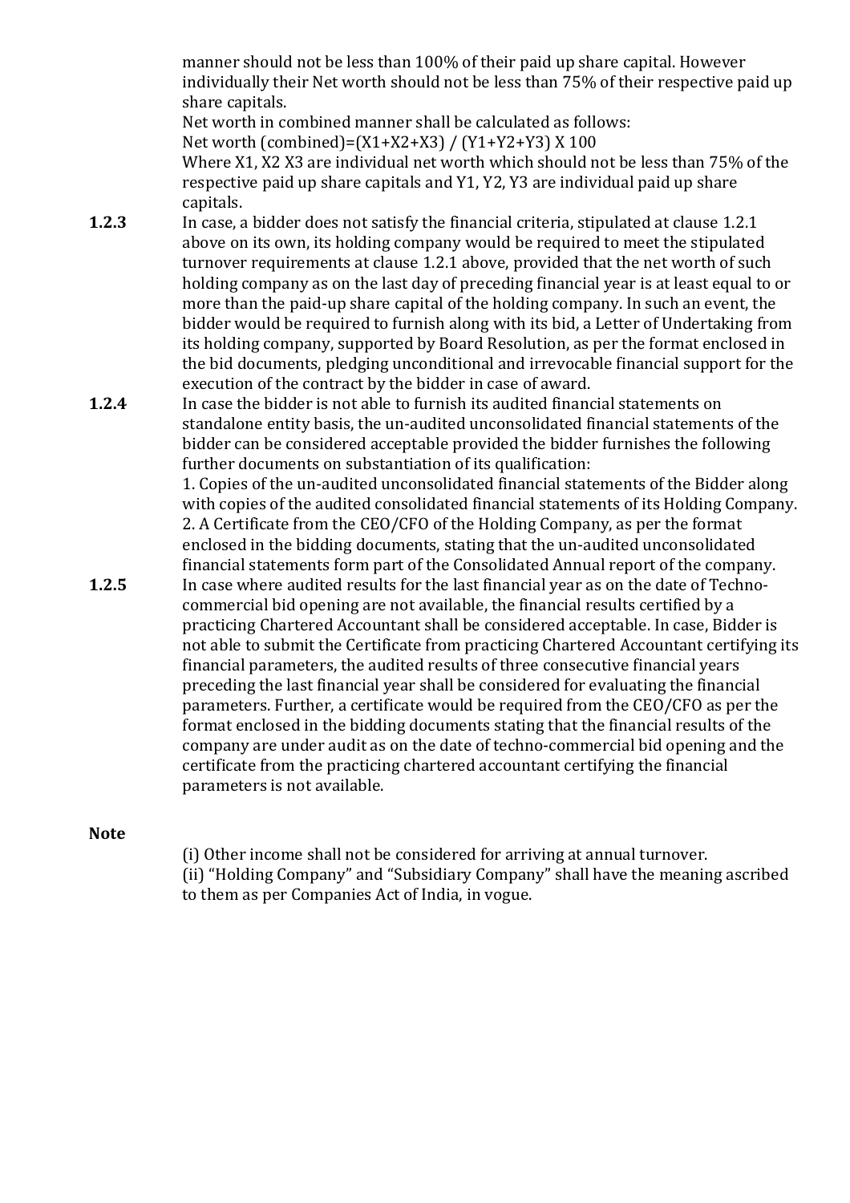manner should not be less than 100% of their paid up share capital. However individually their Net worth should not be less than 75% of their respective paid up share capitals.

Net worth in combined manner shall be calculated as follows:

Net worth (combined)=$(X1+X2+X3) / (Y1+Y2+Y3) \times 100$

Where X1, X2 X3 are individual net worth which should not be less than 75% of the respective paid up share capitals and Y1, Y2, Y3 are individual paid up share capitals.

**1.2.3** In case, a bidder does not satisfy the financial criteria, stipulated at clause 1.2.1 above on its own, its holding company would be required to meet the stipulated turnover requirements at clause 1.2.1 above, provided that the net worth of such holding company as on the last day of preceding financial year is at least equal to or more than the paid-up share capital of the holding company. In such an event, the bidder would be required to furnish along with its bid, a Letter of Undertaking from its holding company, supported by Board Resolution, as per the format enclosed in the bid documents, pledging unconditional and irrevocable financial support for the execution of the contract by the bidder in case of award.

**1.2.4** In case the bidder is not able to furnish its audited financial statements on standalone entity basis, the un-audited unconsolidated financial statements of the bidder can be considered acceptable provided the bidder furnishes the following further documents on substantiation of its qualification:

1. Copies of the un-audited unconsolidated financial statements of the Bidder along with copies of the audited consolidated financial statements of its Holding Company.
2. A Certificate from the CEO/CFO of the Holding Company, as per the format enclosed in the bidding documents, stating that the un-audited unconsolidated financial statements form part of the Consolidated Annual report of the company.

**1.2.5** In case where audited results for the last financial year as on the date of Techno-commercial bid opening are not available, the financial results certified by a practicing Chartered Accountant shall be considered acceptable. In case, Bidder is not able to submit the Certificate from practicing Chartered Accountant certifying its financial parameters, the audited results of three consecutive financial years preceding the last financial year shall be considered for evaluating the financial parameters. Further, a certificate would be required from the CEO/CFO as per the format enclosed in the bidding documents stating that the financial results of the company are under audit as on the date of techno-commercial bid opening and the certificate from the practicing chartered accountant certifying the financial parameters is not available.

**Note**

(i) Other income shall not be considered for arriving at annual turnover.

(ii) "Holding Company" and "Subsidiary Company" shall have the meaning ascribed to them as per Companies Act of India, in vogue.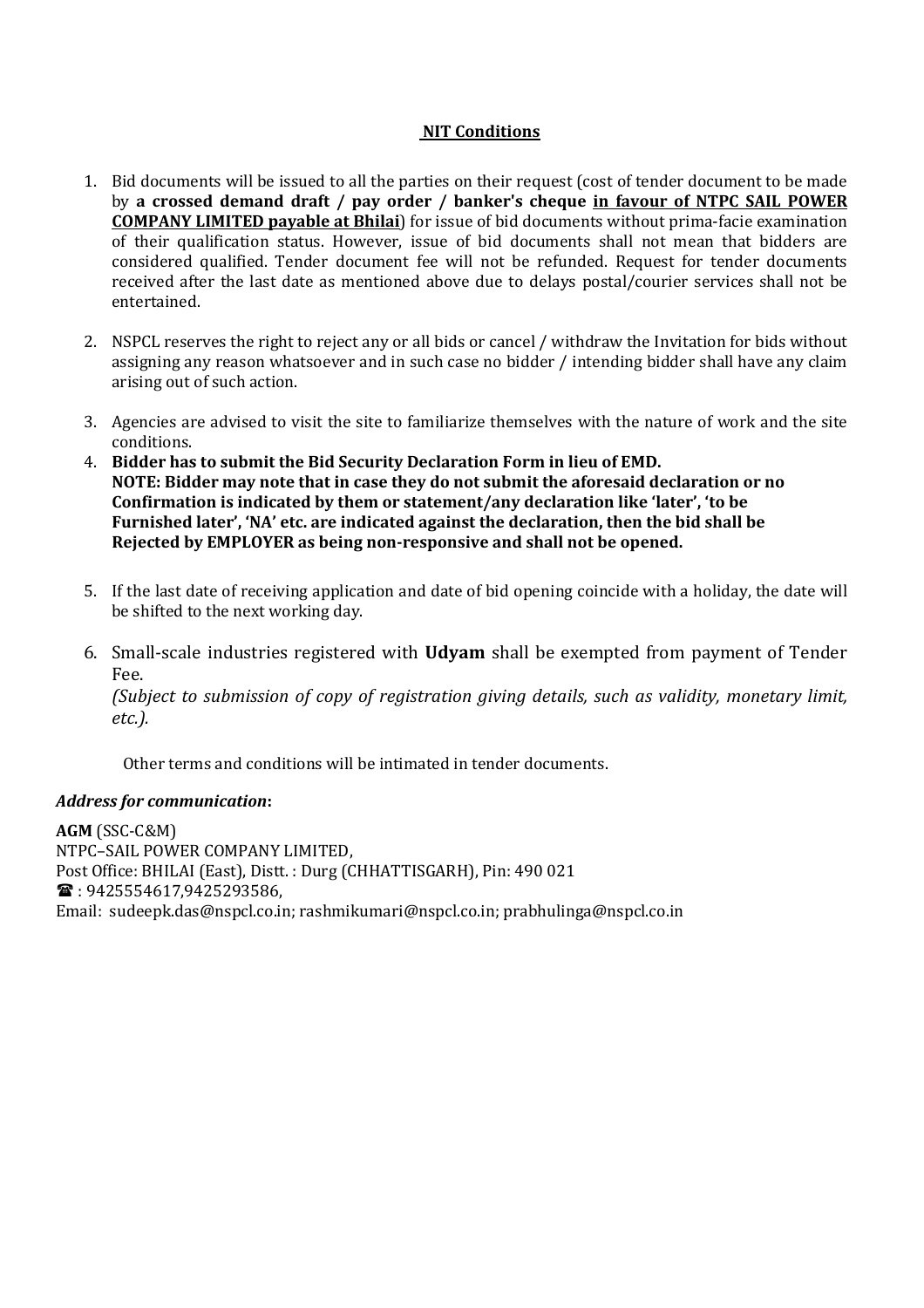## NIT Conditions

1. Bid documents will be issued to all the parties on their request (cost of tender document to be made by **a crossed demand draft / pay order / banker's cheque <u>in favour of NTPC SAIL POWER COMPANY LIMITED payable at Bhilai</u>**) for issue of bid documents without prima-facie examination of their qualification status. However, issue of bid documents shall not mean that bidders are considered qualified. Tender document fee will not be refunded. Request for tender documents received after the last date as mentioned above due to delays postal/courier services shall not be entertained.

2. NSPCL reserves the right to reject any or all bids or cancel / withdraw the Invitation for bids without assigning any reason whatsoever and in such case no bidder / intending bidder shall have any claim arising out of such action.

3. Agencies are advised to visit the site to familiarize themselves with the nature of work and the site conditions.

4. **Bidder has to submit the Bid Security Declaration Form in lieu of EMD.**
   **NOTE: Bidder may note that in case they do not submit the aforesaid declaration or no Confirmation is indicated by them or statement/any declaration like 'later', 'to be Furnished later', 'NA' etc. are indicated against the declaration, then the bid shall be Rejected by EMPLOYER as being non-responsive and shall not be opened.**

5. If the last date of receiving application and date of bid opening coincide with a holiday, the date will be shifted to the next working day.

6. Small-scale industries registered with **Udyam** shall be exempted from payment of Tender Fee.
   *(Subject to submission of copy of registration giving details, such as validity, monetary limit, etc.).*

Other terms and conditions will be intimated in tender documents.

***Address for communication*:**

**AGM** (SSC-C&M)
NTPC–SAIL POWER COMPANY LIMITED,
Post Office: BHILAI (East), Distt. : Durg (CHHATTISGARH), Pin: 490 021
☎ : 9425554617,9425293586,
Email: sudeepk.das@nspcl.co.in; rashmikumari@nspcl.co.in; prabhulinga@nspcl.co.in